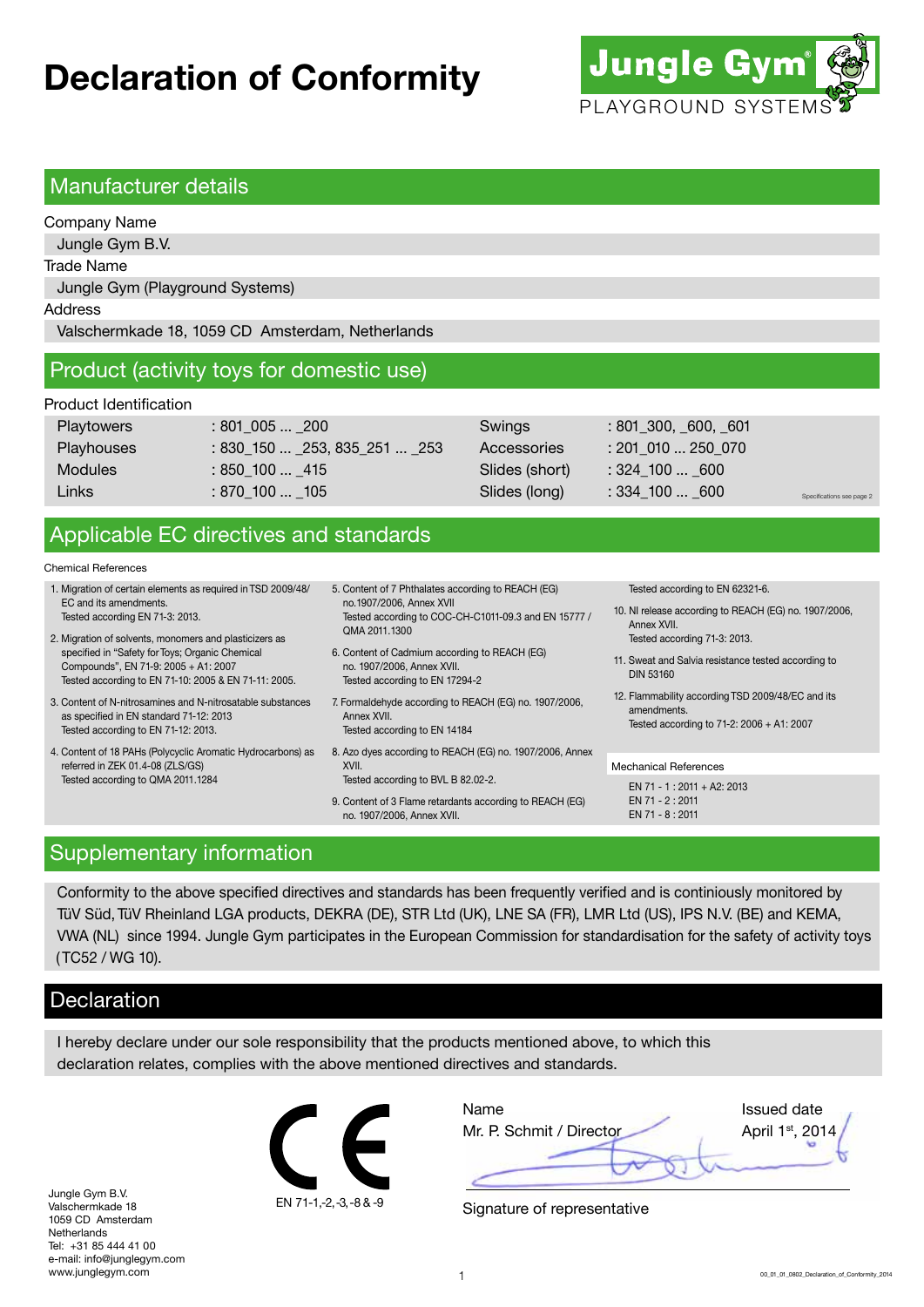# Declaration of Conformity

Jungle Gym®
PLAYGROUND SYSTEMS

## Manufacturer details

Company Name

Jungle Gym B.V.

Trade Name

Jungle Gym (Playground Systems)

Address

Valschermkade 18, 1059 CD  Amsterdam, Netherlands

## Product (activity toys for domestic use)

Product Identification

| | | | |
|---|---|---|---|
| Playtowers | : 801_005 ... _200 | Swings | : 801_300, _600, _601 |
| Playhouses | : 830_150 ... _253, 835_251 ... _253 | Accessories | : 201_010 ... 250_070 |
| Modules | : 850_100 ... _415 | Slides (short) | : 324_100 ... _600 |
| Links | : 870_100 ... _105 | Slides (long) | : 334_100 ... _600 |

Specifications see page 2

## Applicable EC directives and standards

Chemical References

1. Migration of certain elements as required in TSD 2009/48/ EC and its amendments.
   Tested according EN 71-3: 2013.
2. Migration of solvents, monomers and plasticizers as specified in "Safety for Toys; Organic Chemical Compounds", EN 71-9: 2005 + A1: 2007
   Tested according to EN 71-10: 2005 & EN 71-11: 2005.
3. Content of N-nitrosamines and N-nitrosatable substances as specified in EN standard 71-12: 2013
   Tested according to EN 71-12: 2013.
4. Content of 18 PAHs (Polycyclic Aromatic Hydrocarbons) as referred in ZEK 01.4-08 (ZLS/GS)
   Tested according to QMA 2011.1284
5. Content of 7 Phthalates according to REACH (EG) no.1907/2006, Annex XVII
   Tested according to COC-CH-C1011-09.3 and EN 15777 / QMA 2011.1300
6. Content of Cadmium according to REACH (EG) no. 1907/2006, Annex XVII.
   Tested according to EN 17294-2
7. Formaldehyde according to REACH (EG) no. 1907/2006, Annex XVII.
   Tested according to EN 14184
8. Azo dyes according to REACH (EG) no. 1907/2006, Annex XVII.
   Tested according to BVL B 82.02-2.
9. Content of 3 Flame retardants according to REACH (EG) no. 1907/2006, Annex XVII.
   Tested according to EN 62321-6.
10. NI release according to REACH (EG) no. 1907/2006, Annex XVII.
    Tested according 71-3: 2013.
11. Sweat and Salvia resistance tested according to DIN 53160
12. Flammability according TSD 2009/48/EC and its amendments.
    Tested according to 71-2: 2006 + A1: 2007

Mechanical References

EN 71 - 1 : 2011 + A2: 2013
EN 71 - 2 : 2011
EN 71 - 8 : 2011

## Supplementary information

Conformity to the above specified directives and standards has been frequently verified and is continiously monitored by TüV Süd, TüV Rheinland LGA products, DEKRA (DE), STR Ltd (UK), LNE SA (FR), LMR Ltd (US), IPS N.V. (BE) and KEMA, VWA (NL) since 1994. Jungle Gym participates in the European Commission for standardisation for the safety of activity toys (TC52 / WG 10).

## Declaration

I hereby declare under our sole responsibility that the products mentioned above, to which this declaration relates, complies with the above mentioned directives and standards.

CE
EN 71-1,-2, -3, -8 & -9

| Name | Issued date |
|---|---|
| Mr. P. Schmit / Director | April 1st, 2014 |

Signature of representative

Jungle Gym B.V.
Valschermkade 18
1059 CD  Amsterdam
Netherlands
Tel:  +31 85 444 41 00
e-mail: info@junglegym.com
www.junglegym.com

00_01_01_0802_Declaration_of_Conformity_2014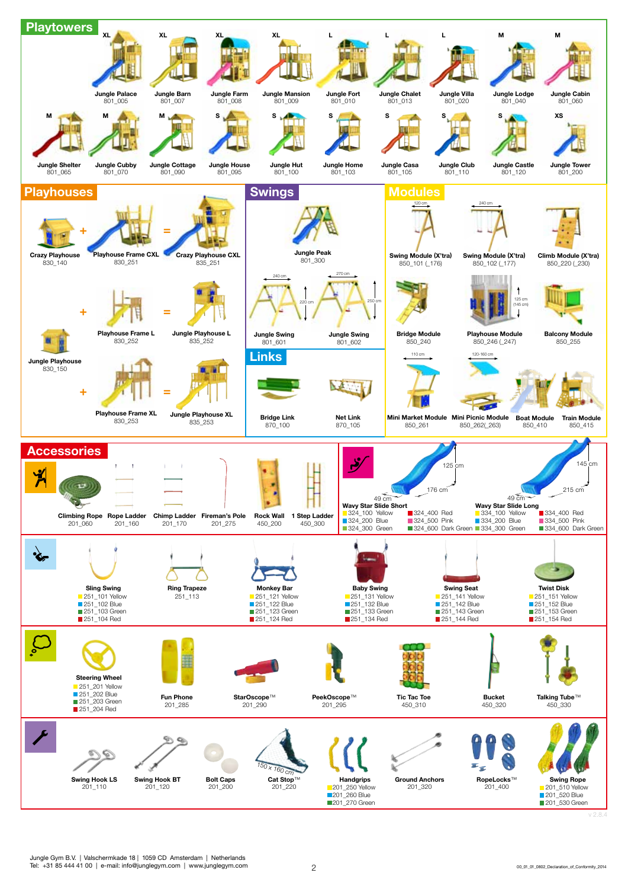## Playtowers

- XL — Jungle Palace 801_005
- XL — Jungle Barn 801_007
- XL — Jungle Farm 801_008
- XL — Jungle Mansion 801_009
- L — Jungle Fort 801_010
- L — Jungle Chalet 801_013
- L — Jungle Villa 801_020
- M — Jungle Lodge 801_040
- M — Jungle Cabin 801_060
- M — Jungle Shelter 801_065
- M — Jungle Cubby 801_070
- M — Jungle Cottage 801_090
- S — Jungle House 801_095
- S — Jungle Hut 801_100
- S — Jungle Home 801_103
- S — Jungle Casa 801_105
- S — Jungle Club 801_110
- S — Jungle Castle 801_120
- XS — Jungle Tower 801_200

## Playhouses

- Crazy Playhouse 830_140 + Playhouse Frame CXL 830_251 = Crazy Playhouse CXL 835_251
- Jungle Playhouse 830_150 + Playhouse Frame L 830_252 = Jungle Playhouse L 835_252
- Jungle Playhouse 830_150 + Playhouse Frame XL 830_253 = Jungle Playhouse XL 835_253

## Swings

- Jungle Peak 801_300
- Jungle Swing 801_601 (240 cm, 220 cm)
- Jungle Swing 801_602 (270 cm, 250 cm)

## Links

- Bridge Link 870_100
- Net Link 870_105

## Modules

- Swing Module (X'tra) 850_101 (_176) (120 cm)
- Swing Module (X'tra) 850_102 (_177) (240 cm)
- Climb Module (X'tra) 850_220 (_230)
- Bridge Module 850_240
- Playhouse Module 850_246 (_247) (125 cm (145 cm))
- Balcony Module 850_255
- Mini Market Module 850_261 (110 cm)
- Mini Picnic Module 850_262(_263) (120-160 cm)
- Boat Module 850_410
- Train Module 850_415

## Accessories

- Climbing Rope 201_060
- Rope Ladder 201_160
- Chimp Ladder 201_170
- Fireman's Pole 201_275
- Rock Wall 450_200
- 1 Step Ladder 450_300

**Wavy Star Slide Short** (125 cm, 176 cm, 49 cm)
- 324_100 Yellow
- 324_200 Blue
- 324_300 Green
- 324_400 Red
- 324_500 Pink
- 324_600 Dark Green

**Wavy Star Slide Long** (145 cm, 215 cm, 49 cm)
- 334_100 Yellow
- 334_200 Blue
- 334_300 Green
- 334_400 Red
- 334_500 Pink
- 334_600 Dark Green

**Sling Swing**
- 251_101 Yellow
- 251_102 Blue
- 251_103 Green
- 251_104 Red

**Ring Trapeze** 251_113

**Monkey Bar**
- 251_121 Yellow
- 251_122 Blue
- 251_123 Green
- 251_124 Red

**Baby Swing**
- 251_131 Yellow
- 251_132 Blue
- 251_133 Green
- 251_134 Red

**Swing Seat**
- 251_141 Yellow
- 251_142 Blue
- 251_143 Green
- 251_144 Red

**Twist Disk**
- 251_151 Yellow
- 251_152 Blue
- 251_153 Green
- 251_154 Red

**Steering Wheel**
- 251_201 Yellow
- 251_202 Blue
- 251_203 Green
- 251_204 Red

- Fun Phone 201_285
- StarOscope™ 201_290
- PeekOscope™ 201_295
- Tic Tac Toe 450_310
- Bucket 450_320
- Talking Tube™ 450_330

- Swing Hook LS 201_110
- Swing Hook BT 201_120
- Bolt Caps 201_200
- Cat Stop™ 201_220 (150 x 160 cm)

**Handgrips**
- 201_250 Yellow
- 201_260 Blue
- 201_270 Green

- Ground Anchors 201_320
- RopeLocks™ 201_400

**Swing Rope**
- 201_510 Yellow
- 201_520 Blue
- 201_530 Green

v 2.8.4

Jungle Gym B.V. | Valschermkade 18 | 1059 CD Amsterdam | Netherlands
Tel: +31 85 444 41 00 | e-mail: info@junglegym.com | www.junglegym.com

00_01_01_0082_Declaration_of_Conformity_2014